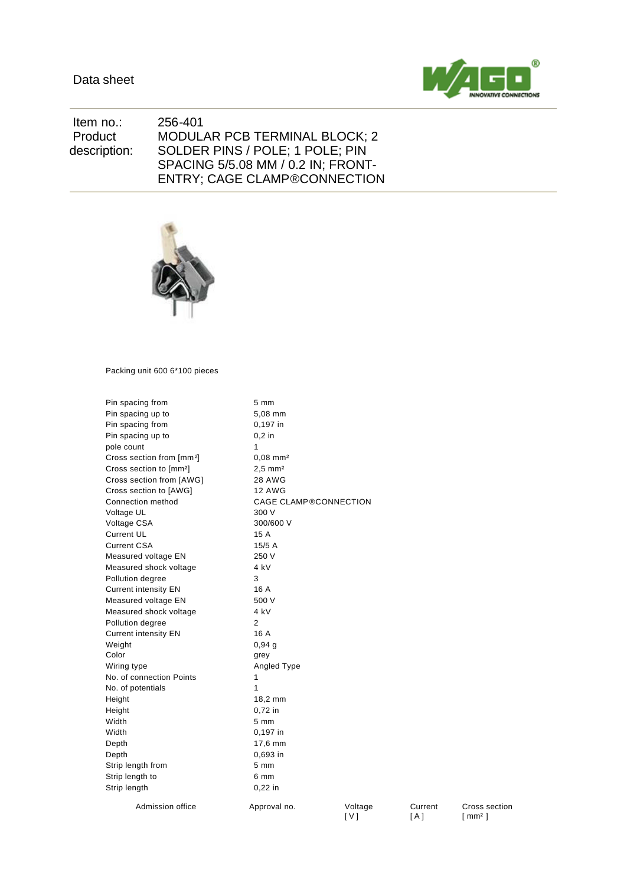# Data sheet

| | |
|---|---|
| Item no.: | 256-401 |
| Product description: | MODULAR PCB TERMINAL BLOCK; 2 SOLDER PINS / POLE; 1 POLE; PIN SPACING 5/5.08 MM / 0.2 IN; FRONT-ENTRY; CAGE CLAMP®CONNECTION |

Packing unit 600 6*100 pieces

| | |
|---|---|
| Pin spacing from | 5 mm |
| Pin spacing up to | 5,08 mm |
| Pin spacing from | 0,197 in |
| Pin spacing up to | 0,2 in |
| pole count | 1 |
| Cross section from [mm²] | 0,08 mm² |
| Cross section to [mm²] | 2,5 mm² |
| Cross section from [AWG] | 28 AWG |
| Cross section to [AWG] | 12 AWG |
| Connection method | CAGE CLAMP®CONNECTION |
| Voltage UL | 300 V |
| Voltage CSA | 300/600 V |
| Current UL | 15 A |
| Current CSA | 15/5 A |
| Measured voltage EN | 250 V |
| Measured shock voltage | 4 kV |
| Pollution degree | 3 |
| Current intensity EN | 16 A |
| Measured voltage EN | 500 V |
| Measured shock voltage | 4 kV |
| Pollution degree | 2 |
| Current intensity EN | 16 A |
| Weight | 0,94 g |
| Color | grey |
| Wiring type | Angled Type |
| No. of connection Points | 1 |
| No. of potentials | 1 |
| Height | 18,2 mm |
| Height | 0,72 in |
| Width | 5 mm |
| Width | 0,197 in |
| Depth | 17,6 mm |
| Depth | 0,693 in |
| Strip length from | 5 mm |
| Strip length to | 6 mm |
| Strip length | 0,22 in |

| Admission office | Approval no. | Voltage [ V ] | Current [ A ] | Cross section [ mm² ] |
|---|---|---|---|---|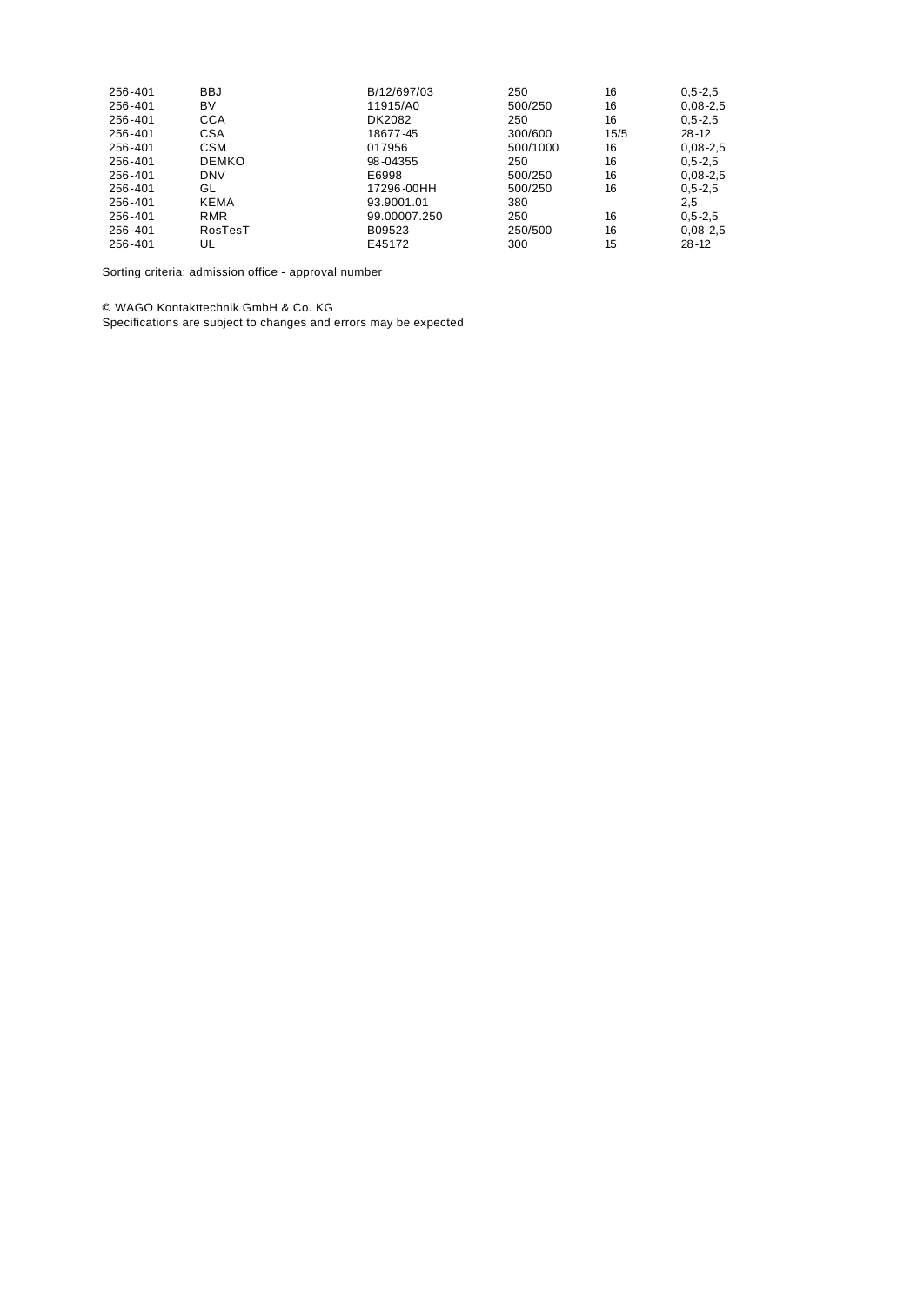| | | | | | |
|---|---|---|---|---|---|
| 256-401 | BBJ | B/12/697/03 | 250 | 16 | 0,5-2,5 |
| 256-401 | BV | 11915/A0 | 500/250 | 16 | 0,08-2,5 |
| 256-401 | CCA | DK2082 | 250 | 16 | 0,5-2,5 |
| 256-401 | CSA | 18677-45 | 300/600 | 15/5 | 28-12 |
| 256-401 | CSM | 017956 | 500/1000 | 16 | 0,08-2,5 |
| 256-401 | DEMKO | 98-04355 | 250 | 16 | 0,5-2,5 |
| 256-401 | DNV | E6998 | 500/250 | 16 | 0,08-2,5 |
| 256-401 | GL | 17296-00HH | 500/250 | 16 | 0,5-2,5 |
| 256-401 | KEMA | 93.9001.01 | 380 | | 2,5 |
| 256-401 | RMR | 99.00007.250 | 250 | 16 | 0,5-2,5 |
| 256-401 | RosTesT | B09523 | 250/500 | 16 | 0,08-2,5 |
| 256-401 | UL | E45172 | 300 | 15 | 28-12 |

Sorting criteria: admission office - approval number

© WAGO Kontakttechnik GmbH & Co. KG
Specifications are subject to changes and errors may be expected